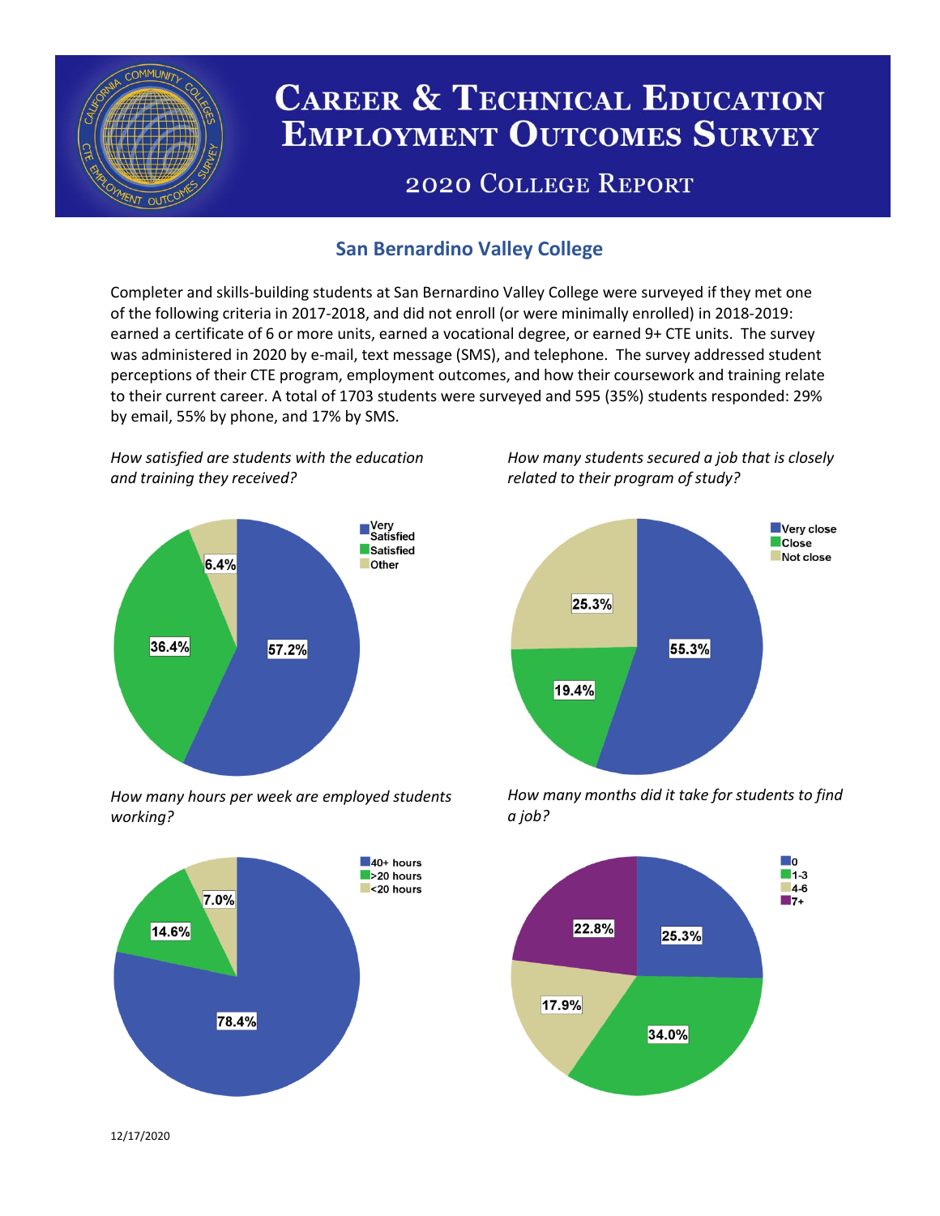# Career & Technical Education Employment Outcomes Survey

## 2020 College Report

### San Bernardino Valley College

Completer and skills-building students at San Bernardino Valley College were surveyed if they met one of the following criteria in 2017-2018, and did not enroll (or were minimally enrolled) in 2018-2019: earned a certificate of 6 or more units, earned a vocational degree, or earned 9+ CTE units. The survey was administered in 2020 by e-mail, text message (SMS), and telephone. The survey addressed student perceptions of their CTE program, employment outcomes, and how their coursework and training relate to their current career. A total of 1703 students were surveyed and 595 (35%) students responded: 29% by email, 55% by phone, and 17% by SMS.

*How satisfied are students with the education and training they received?*

Very Satisfied
Satisfied
Other

57.2%
36.4%
6.4%

*How many students secured a job that is closely related to their program of study?*

Very close
Close
Not close

55.3%
19.4%
25.3%

*How many hours per week are employed students working?*

40+ hours
>20 hours
<20 hours

78.4%
14.6%
7.0%

*How many months did it take for students to find a job?*

0
1-3
4-6
7+

25.3%
34.0%
17.9%
22.8%

12/17/2020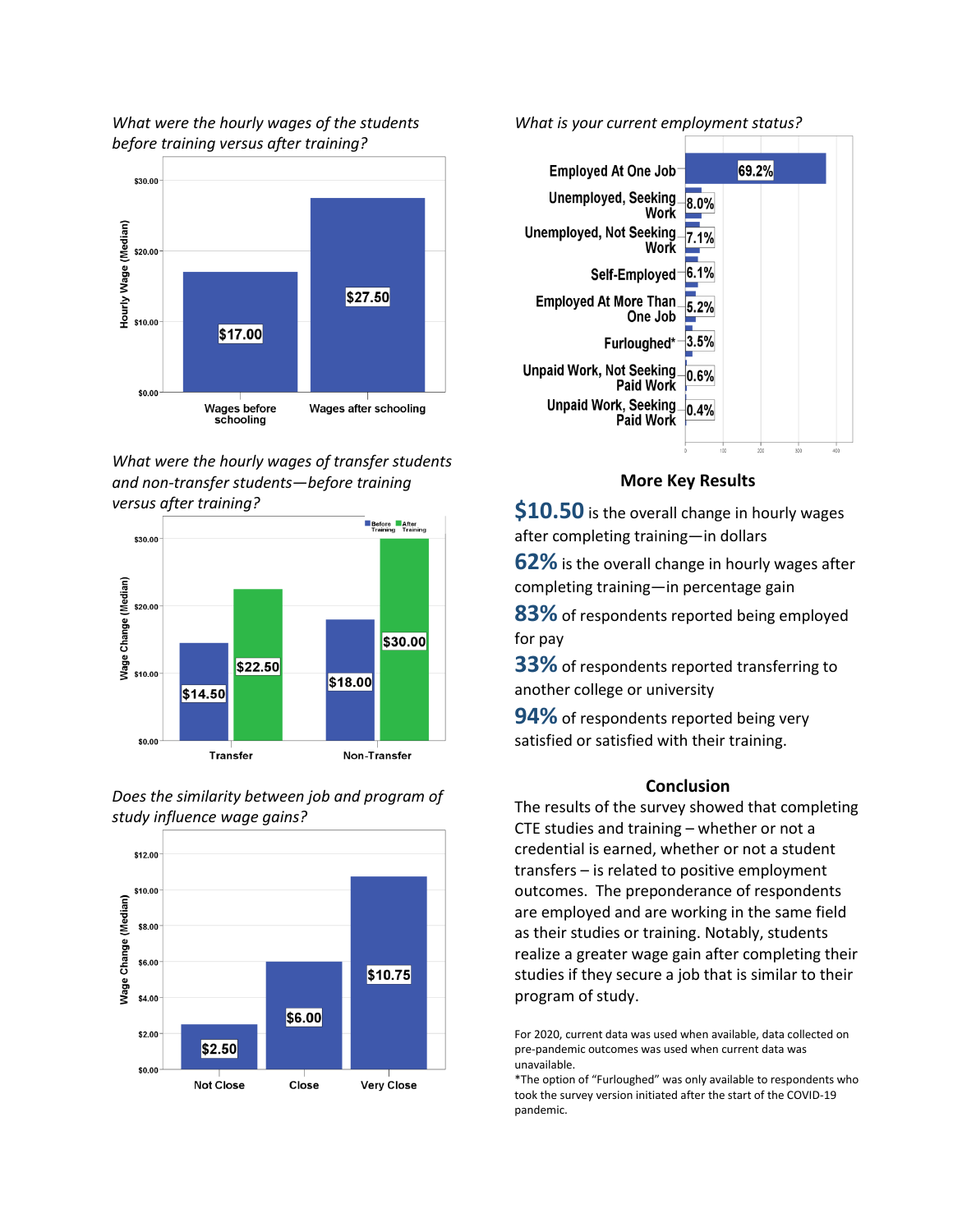*What were the hourly wages of the students before training versus after training?*

$30.00
$20.00
$10.00
$0.00
Hourly Wage (Median)
$17.00
$27.50
Wages before schooling
Wages after schooling

*What were the hourly wages of transfer students and non-transfer students—before training versus after training?*

Before Training
After Training
$30.00
$20.00
$10.00
$0.00
Wage Change (Median)
$14.50
$22.50
$18.00
$30.00
Transfer
Non-Transfer

*Does the similarity between job and program of study influence wage gains?*

$12.00
$10.00
$8.00
$6.00
$4.00
$2.00
$0.00
Wage Change (Median)
$2.50
$6.00
$10.75
Not Close
Close
Very Close

*What is your current employment status?*

Employed At One Job 69.2%
Unemployed, Seeking Work 8.0%
Unemployed, Not Seeking Work 7.1%
Self-Employed 6.1%
Employed At More Than One Job 5.2%
Furloughed* 3.5%
Unpaid Work, Not Seeking Paid Work 0.6%
Unpaid Work, Seeking Paid Work 0.4%

0
100
200
300
400

## More Key Results

**$10.50** is the overall change in hourly wages after completing training—in dollars

**62%** is the overall change in hourly wages after completing training—in percentage gain

**83%** of respondents reported being employed for pay

**33%** of respondents reported transferring to another college or university

**94%** of respondents reported being very satisfied or satisfied with their training.

## Conclusion

The results of the survey showed that completing CTE studies and training – whether or not a credential is earned, whether or not a student transfers – is related to positive employment outcomes. The preponderance of respondents are employed and are working in the same field as their studies or training. Notably, students realize a greater wage gain after completing their studies if they secure a job that is similar to their program of study.

For 2020, current data was used when available, data collected on pre-pandemic outcomes was used when current data was unavailable.
*The option of "Furloughed" was only available to respondents who took the survey version initiated after the start of the COVID-19 pandemic.